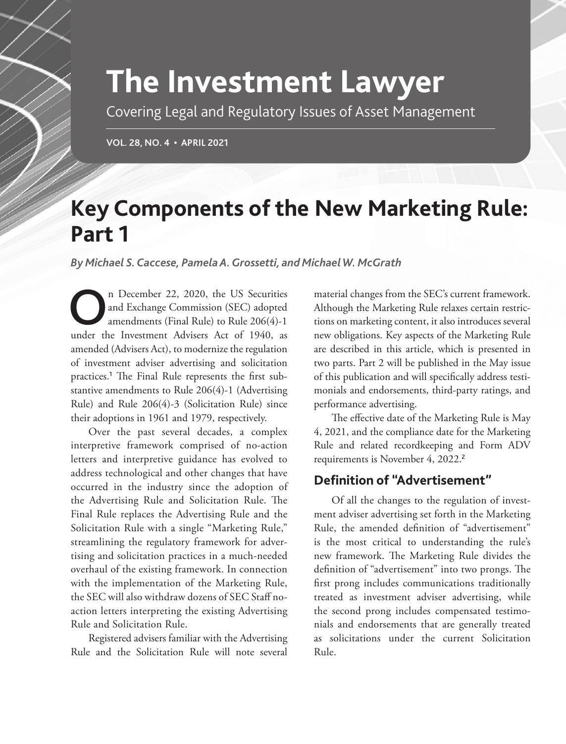# The Investment Lawyer

Covering Legal and Regulatory Issues of Asset Management

**VOL. 28, NO. 4 • APRIL 2021**

# Key Components of the New Marketing Rule: Part 1

***By Michael S. Caccese, Pamela A. Grossetti, and Michael W. McGrath***

On December 22, 2020, the US Securities and Exchange Commission (SEC) adopted amendments (Final Rule) to Rule 206(4)-1 under the Investment Advisers Act of 1940, as amended (Advisers Act), to modernize the regulation of investment adviser advertising and solicitation practices.[1] The Final Rule represents the first substantive amendments to Rule 206(4)-1 (Advertising Rule) and Rule 206(4)-3 (Solicitation Rule) since their adoptions in 1961 and 1979, respectively.

Over the past several decades, a complex interpretive framework comprised of no-action letters and interpretive guidance has evolved to address technological and other changes that have occurred in the industry since the adoption of the Advertising Rule and Solicitation Rule. The Final Rule replaces the Advertising Rule and the Solicitation Rule with a single "Marketing Rule," streamlining the regulatory framework for advertising and solicitation practices in a much-needed overhaul of the existing framework. In connection with the implementation of the Marketing Rule, the SEC will also withdraw dozens of SEC Staff no-action letters interpreting the existing Advertising Rule and Solicitation Rule.

Registered advisers familiar with the Advertising Rule and the Solicitation Rule will note several material changes from the SEC's current framework. Although the Marketing Rule relaxes certain restrictions on marketing content, it also introduces several new obligations. Key aspects of the Marketing Rule are described in this article, which is presented in two parts. Part 2 will be published in the May issue of this publication and will specifically address testimonials and endorsements, third-party ratings, and performance advertising.

The effective date of the Marketing Rule is May 4, 2021, and the compliance date for the Marketing Rule and related recordkeeping and Form ADV requirements is November 4, 2022.[2]

## Definition of "Advertisement"

Of all the changes to the regulation of investment adviser advertising set forth in the Marketing Rule, the amended definition of "advertisement" is the most critical to understanding the rule's new framework. The Marketing Rule divides the definition of "advertisement" into two prongs. The first prong includes communications traditionally treated as investment adviser advertising, while the second prong includes compensated testimonials and endorsements that are generally treated as solicitations under the current Solicitation Rule.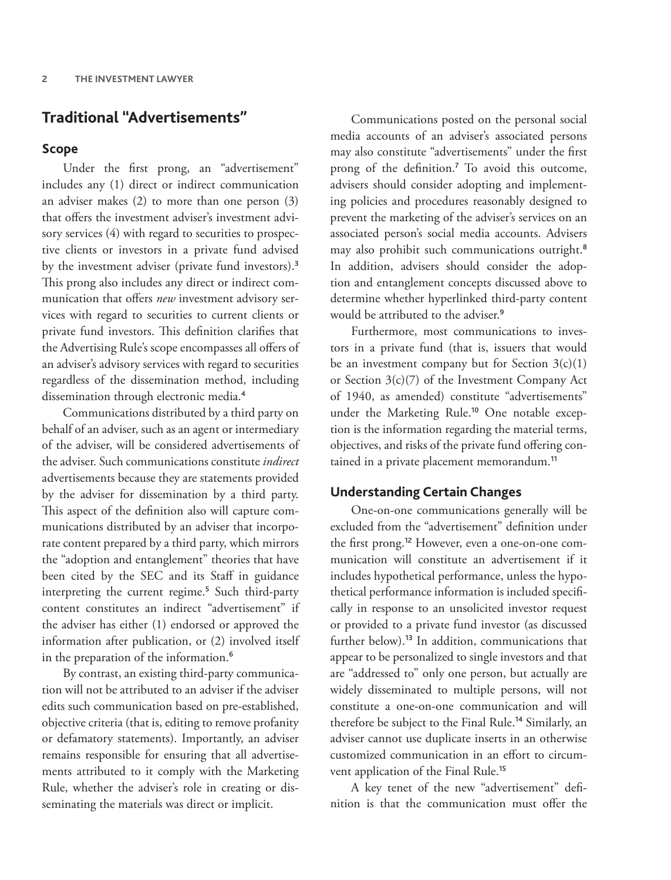## Traditional "Advertisements"

### Scope

Under the first prong, an "advertisement" includes any (1) direct or indirect communication an adviser makes (2) to more than one person (3) that offers the investment adviser's investment advisory services (4) with regard to securities to prospective clients or investors in a private fund advised by the investment adviser (private fund investors).[3] This prong also includes any direct or indirect communication that offers *new* investment advisory services with regard to securities to current clients or private fund investors. This definition clarifies that the Advertising Rule's scope encompasses all offers of an adviser's advisory services with regard to securities regardless of the dissemination method, including dissemination through electronic media.[4]

Communications distributed by a third party on behalf of an adviser, such as an agent or intermediary of the adviser, will be considered advertisements of the adviser. Such communications constitute *indirect* advertisements because they are statements provided by the adviser for dissemination by a third party. This aspect of the definition also will capture communications distributed by an adviser that incorporate content prepared by a third party, which mirrors the "adoption and entanglement" theories that have been cited by the SEC and its Staff in guidance interpreting the current regime.[5] Such third-party content constitutes an indirect "advertisement" if the adviser has either (1) endorsed or approved the information after publication, or (2) involved itself in the preparation of the information.[6]

By contrast, an existing third-party communication will not be attributed to an adviser if the adviser edits such communication based on pre-established, objective criteria (that is, editing to remove profanity or defamatory statements). Importantly, an adviser remains responsible for ensuring that all advertisements attributed to it comply with the Marketing Rule, whether the adviser's role in creating or disseminating the materials was direct or implicit.

Communications posted on the personal social media accounts of an adviser's associated persons may also constitute "advertisements" under the first prong of the definition.[7] To avoid this outcome, advisers should consider adopting and implementing policies and procedures reasonably designed to prevent the marketing of the adviser's services on an associated person's social media accounts. Advisers may also prohibit such communications outright.[8] In addition, advisers should consider the adoption and entanglement concepts discussed above to determine whether hyperlinked third-party content would be attributed to the adviser.[9]

Furthermore, most communications to investors in a private fund (that is, issuers that would be an investment company but for Section 3(c)(1) or Section 3(c)(7) of the Investment Company Act of 1940, as amended) constitute "advertisements" under the Marketing Rule.[10] One notable exception is the information regarding the material terms, objectives, and risks of the private fund offering contained in a private placement memorandum.[11]

### Understanding Certain Changes

One-on-one communications generally will be excluded from the "advertisement" definition under the first prong.[12] However, even a one-on-one communication will constitute an advertisement if it includes hypothetical performance, unless the hypothetical performance information is included specifically in response to an unsolicited investor request or provided to a private fund investor (as discussed further below).[13] In addition, communications that appear to be personalized to single investors and that are "addressed to" only one person, but actually are widely disseminated to multiple persons, will not constitute a one-on-one communication and will therefore be subject to the Final Rule.[14] Similarly, an adviser cannot use duplicate inserts in an otherwise customized communication in an effort to circumvent application of the Final Rule.[15]

A key tenet of the new "advertisement" definition is that the communication must offer the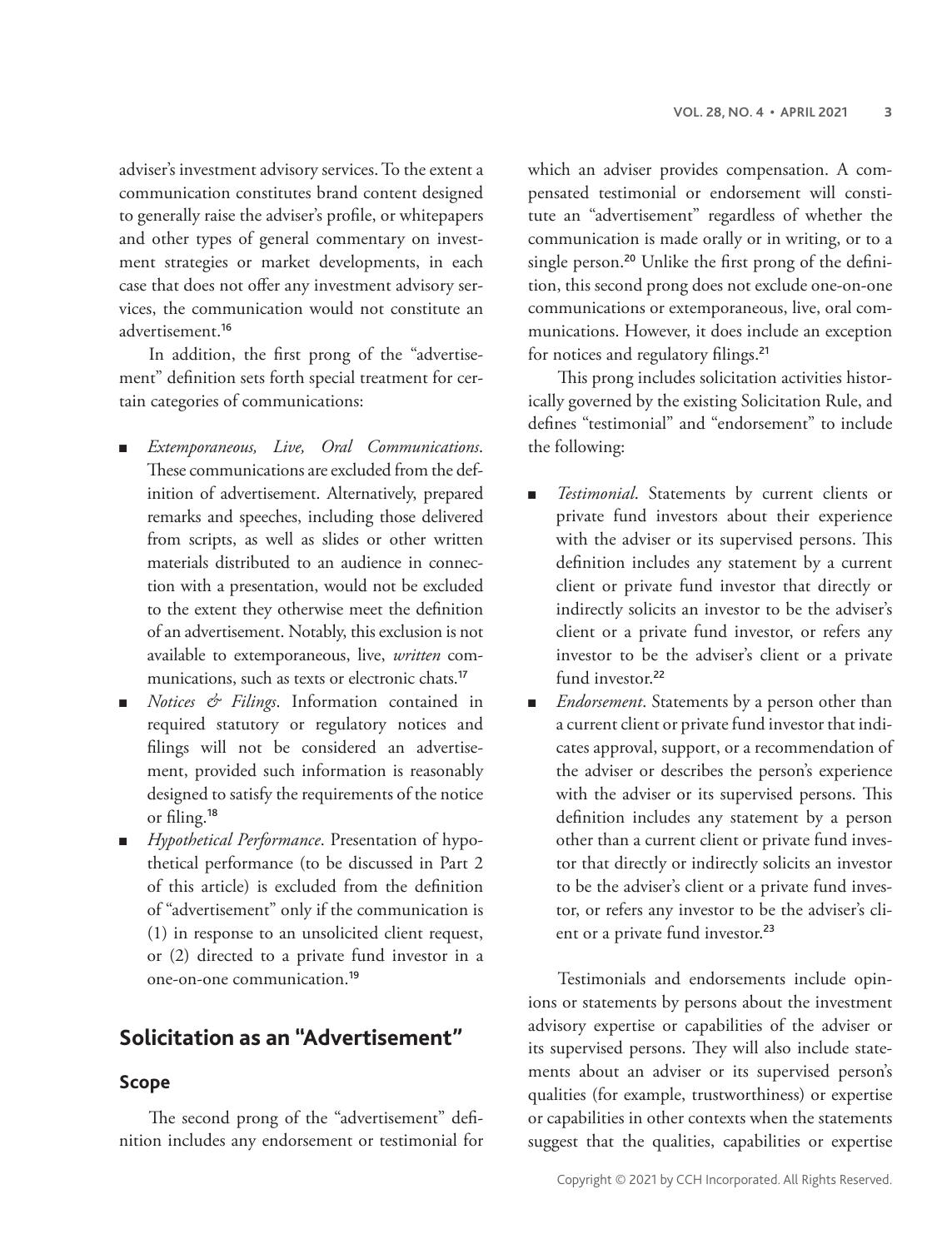adviser's investment advisory services. To the extent a communication constitutes brand content designed to generally raise the adviser's profile, or whitepapers and other types of general commentary on investment strategies or market developments, in each case that does not offer any investment advisory services, the communication would not constitute an advertisement.[16]

In addition, the first prong of the "advertisement" definition sets forth special treatment for certain categories of communications:

- *Extemporaneous, Live, Oral Communications*. These communications are excluded from the definition of advertisement. Alternatively, prepared remarks and speeches, including those delivered from scripts, as well as slides or other written materials distributed to an audience in connection with a presentation, would not be excluded to the extent they otherwise meet the definition of an advertisement. Notably, this exclusion is not available to extemporaneous, live, *written* communications, such as texts or electronic chats.[17]
- *Notices & Filings*. Information contained in required statutory or regulatory notices and filings will not be considered an advertisement, provided such information is reasonably designed to satisfy the requirements of the notice or filing.[18]
- *Hypothetical Performance*. Presentation of hypothetical performance (to be discussed in Part 2 of this article) is excluded from the definition of "advertisement" only if the communication is (1) in response to an unsolicited client request, or (2) directed to a private fund investor in a one-on-one communication.[19]

## Solicitation as an "Advertisement"

### Scope

The second prong of the "advertisement" definition includes any endorsement or testimonial for which an adviser provides compensation. A compensated testimonial or endorsement will constitute an "advertisement" regardless of whether the communication is made orally or in writing, or to a single person.[20] Unlike the first prong of the definition, this second prong does not exclude one-on-one communications or extemporaneous, live, oral communications. However, it does include an exception for notices and regulatory filings.[21]

This prong includes solicitation activities historically governed by the existing Solicitation Rule, and defines "testimonial" and "endorsement" to include the following:

- *Testimonial*. Statements by current clients or private fund investors about their experience with the adviser or its supervised persons. This definition includes any statement by a current client or private fund investor that directly or indirectly solicits an investor to be the adviser's client or a private fund investor, or refers any investor to be the adviser's client or a private fund investor.[22]
- *Endorsement*. Statements by a person other than a current client or private fund investor that indicates approval, support, or a recommendation of the adviser or describes the person's experience with the adviser or its supervised persons. This definition includes any statement by a person other than a current client or private fund investor that directly or indirectly solicits an investor to be the adviser's client or a private fund investor, or refers any investor to be the adviser's client or a private fund investor.[23]

Testimonials and endorsements include opinions or statements by persons about the investment advisory expertise or capabilities of the adviser or its supervised persons. They will also include statements about an adviser or its supervised person's qualities (for example, trustworthiness) or expertise or capabilities in other contexts when the statements suggest that the qualities, capabilities or expertise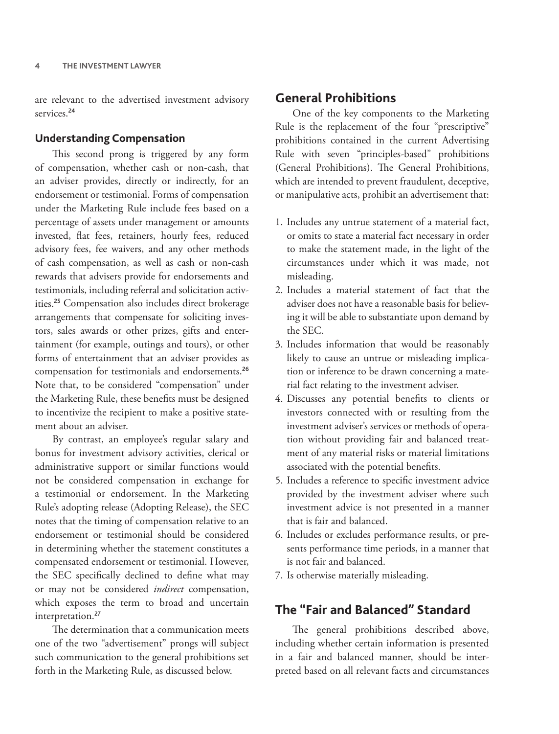are relevant to the advertised investment advisory services.[24]

### Understanding Compensation

This second prong is triggered by any form of compensation, whether cash or non-cash, that an adviser provides, directly or indirectly, for an endorsement or testimonial. Forms of compensation under the Marketing Rule include fees based on a percentage of assets under management or amounts invested, flat fees, retainers, hourly fees, reduced advisory fees, fee waivers, and any other methods of cash compensation, as well as cash or non-cash rewards that advisers provide for endorsements and testimonials, including referral and solicitation activities.[25] Compensation also includes direct brokerage arrangements that compensate for soliciting investors, sales awards or other prizes, gifts and entertainment (for example, outings and tours), or other forms of entertainment that an adviser provides as compensation for testimonials and endorsements.[26] Note that, to be considered "compensation" under the Marketing Rule, these benefits must be designed to incentivize the recipient to make a positive statement about an adviser.

By contrast, an employee's regular salary and bonus for investment advisory activities, clerical or administrative support or similar functions would not be considered compensation in exchange for a testimonial or endorsement. In the Marketing Rule's adopting release (Adopting Release), the SEC notes that the timing of compensation relative to an endorsement or testimonial should be considered in determining whether the statement constitutes a compensated endorsement or testimonial. However, the SEC specifically declined to define what may or may not be considered *indirect* compensation, which exposes the term to broad and uncertain interpretation.[27]

The determination that a communication meets one of the two "advertisement" prongs will subject such communication to the general prohibitions set forth in the Marketing Rule, as discussed below.

## General Prohibitions

One of the key components to the Marketing Rule is the replacement of the four "prescriptive" prohibitions contained in the current Advertising Rule with seven "principles-based" prohibitions (General Prohibitions). The General Prohibitions, which are intended to prevent fraudulent, deceptive, or manipulative acts, prohibit an advertisement that:

1. Includes any untrue statement of a material fact, or omits to state a material fact necessary in order to make the statement made, in the light of the circumstances under which it was made, not misleading.
2. Includes a material statement of fact that the adviser does not have a reasonable basis for believing it will be able to substantiate upon demand by the SEC.
3. Includes information that would be reasonably likely to cause an untrue or misleading implication or inference to be drawn concerning a material fact relating to the investment adviser.
4. Discusses any potential benefits to clients or investors connected with or resulting from the investment adviser's services or methods of operation without providing fair and balanced treatment of any material risks or material limitations associated with the potential benefits.
5. Includes a reference to specific investment advice provided by the investment adviser where such investment advice is not presented in a manner that is fair and balanced.
6. Includes or excludes performance results, or presents performance time periods, in a manner that is not fair and balanced.
7. Is otherwise materially misleading.

## The "Fair and Balanced" Standard

The general prohibitions described above, including whether certain information is presented in a fair and balanced manner, should be interpreted based on all relevant facts and circumstances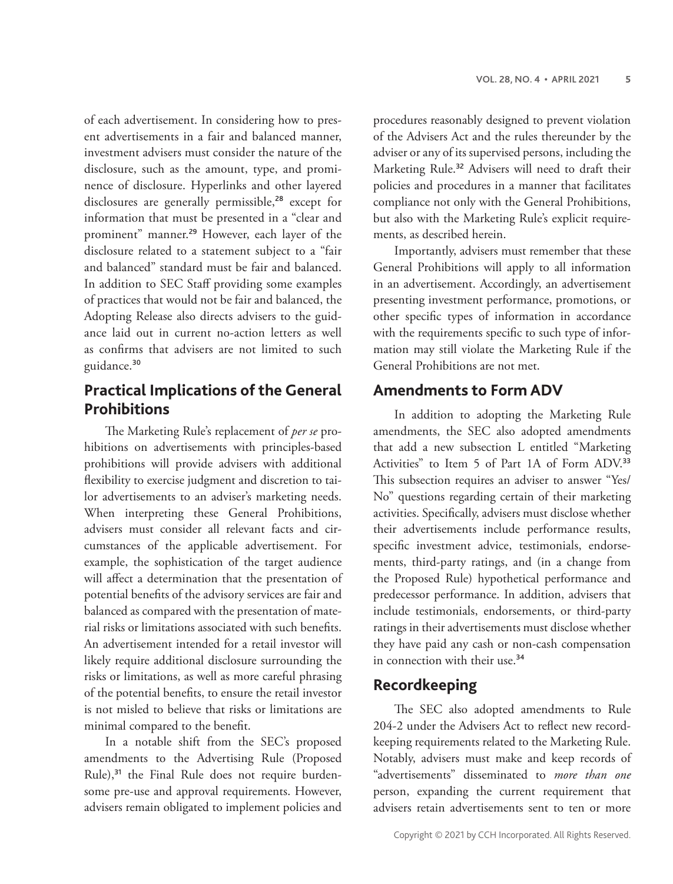of each advertisement. In considering how to present advertisements in a fair and balanced manner, investment advisers must consider the nature of the disclosure, such as the amount, type, and prominence of disclosure. Hyperlinks and other layered disclosures are generally permissible,[28] except for information that must be presented in a "clear and prominent" manner.[29] However, each layer of the disclosure related to a statement subject to a "fair and balanced" standard must be fair and balanced. In addition to SEC Staff providing some examples of practices that would not be fair and balanced, the Adopting Release also directs advisers to the guidance laid out in current no-action letters as well as confirms that advisers are not limited to such guidance.[30]

## Practical Implications of the General Prohibitions

The Marketing Rule's replacement of *per se* prohibitions on advertisements with principles-based prohibitions will provide advisers with additional flexibility to exercise judgment and discretion to tailor advertisements to an adviser's marketing needs. When interpreting these General Prohibitions, advisers must consider all relevant facts and circumstances of the applicable advertisement. For example, the sophistication of the target audience will affect a determination that the presentation of potential benefits of the advisory services are fair and balanced as compared with the presentation of material risks or limitations associated with such benefits. An advertisement intended for a retail investor will likely require additional disclosure surrounding the risks or limitations, as well as more careful phrasing of the potential benefits, to ensure the retail investor is not misled to believe that risks or limitations are minimal compared to the benefit.

In a notable shift from the SEC's proposed amendments to the Advertising Rule (Proposed Rule),[31] the Final Rule does not require burdensome pre-use and approval requirements. However, advisers remain obligated to implement policies and procedures reasonably designed to prevent violation of the Advisers Act and the rules thereunder by the adviser or any of its supervised persons, including the Marketing Rule.[32] Advisers will need to draft their policies and procedures in a manner that facilitates compliance not only with the General Prohibitions, but also with the Marketing Rule's explicit requirements, as described herein.

Importantly, advisers must remember that these General Prohibitions will apply to all information in an advertisement. Accordingly, an advertisement presenting investment performance, promotions, or other specific types of information in accordance with the requirements specific to such type of information may still violate the Marketing Rule if the General Prohibitions are not met.

## Amendments to Form ADV

In addition to adopting the Marketing Rule amendments, the SEC also adopted amendments that add a new subsection L entitled "Marketing Activities" to Item 5 of Part 1A of Form ADV.[33] This subsection requires an adviser to answer "Yes/No" questions regarding certain of their marketing activities. Specifically, advisers must disclose whether their advertisements include performance results, specific investment advice, testimonials, endorsements, third-party ratings, and (in a change from the Proposed Rule) hypothetical performance and predecessor performance. In addition, advisers that include testimonials, endorsements, or third-party ratings in their advertisements must disclose whether they have paid any cash or non-cash compensation in connection with their use.[34]

## Recordkeeping

The SEC also adopted amendments to Rule 204-2 under the Advisers Act to reflect new recordkeeping requirements related to the Marketing Rule. Notably, advisers must make and keep records of "advertisements" disseminated to *more than one* person, expanding the current requirement that advisers retain advertisements sent to ten or more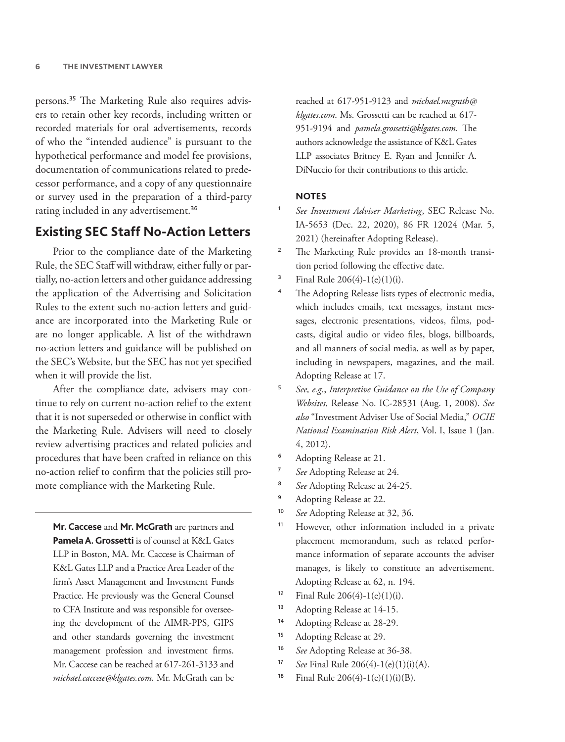persons.[35] The Marketing Rule also requires advisers to retain other key records, including written or recorded materials for oral advertisements, records of who the "intended audience" is pursuant to the hypothetical performance and model fee provisions, documentation of communications related to predecessor performance, and a copy of any questionnaire or survey used in the preparation of a third-party rating included in any advertisement.[36]

## Existing SEC Staff No-Action Letters

Prior to the compliance date of the Marketing Rule, the SEC Staff will withdraw, either fully or partially, no-action letters and other guidance addressing the application of the Advertising and Solicitation Rules to the extent such no-action letters and guidance are incorporated into the Marketing Rule or are no longer applicable. A list of the withdrawn no-action letters and guidance will be published on the SEC's Website, but the SEC has not yet specified when it will provide the list.

After the compliance date, advisers may continue to rely on current no-action relief to the extent that it is not superseded or otherwise in conflict with the Marketing Rule. Advisers will need to closely review advertising practices and related policies and procedures that have been crafted in reliance on this no-action relief to confirm that the policies still promote compliance with the Marketing Rule.

---

**Mr. Caccese** and **Mr. McGrath** are partners and **Pamela A. Grossetti** is of counsel at K&L Gates LLP in Boston, MA. Mr. Caccese is Chairman of K&L Gates LLP and a Practice Area Leader of the firm's Asset Management and Investment Funds Practice. He previously was the General Counsel to CFA Institute and was responsible for overseeing the development of the AIMR-PPS, GIPS and other standards governing the investment management profession and investment firms. Mr. Caccese can be reached at 617-261-3133 and *michael.caccese@klgates.com*. Mr. McGrath can be reached at 617-951-9123 and *michael.mcgrath@klgates.com*. Ms. Grossetti can be reached at 617-951-9194 and *pamela.grossetti@klgates.com*. The authors acknowledge the assistance of K&L Gates LLP associates Britney E. Ryan and Jennifer A. DiNuccio for their contributions to this article.

### NOTES

1. *See Investment Adviser Marketing*, SEC Release No. IA-5653 (Dec. 22, 2020), 86 FR 12024 (Mar. 5, 2021) (hereinafter Adopting Release).
2. The Marketing Rule provides an 18-month transition period following the effective date.
3. Final Rule 206(4)-1(e)(1)(i).
4. The Adopting Release lists types of electronic media, which includes emails, text messages, instant messages, electronic presentations, videos, films, podcasts, digital audio or video files, blogs, billboards, and all manners of social media, as well as by paper, including in newspapers, magazines, and the mail. Adopting Release at 17.
5. *See, e.g.*, *Interpretive Guidance on the Use of Company Websites*, Release No. IC-28531 (Aug. 1, 2008). *See also* "Investment Adviser Use of Social Media," *OCIE National Examination Risk Alert*, Vol. I, Issue 1 (Jan. 4, 2012).
6. Adopting Release at 21.
7. *See* Adopting Release at 24.
8. *See* Adopting Release at 24-25.
9. Adopting Release at 22.
10. *See* Adopting Release at 32, 36.
11. However, other information included in a private placement memorandum, such as related performance information of separate accounts the adviser manages, is likely to constitute an advertisement. Adopting Release at 62, n. 194.
12. Final Rule 206(4)-1(e)(1)(i).
13. Adopting Release at 14-15.
14. Adopting Release at 28-29.
15. Adopting Release at 29.
16. *See* Adopting Release at 36-38.
17. *See* Final Rule 206(4)-1(e)(1)(i)(A).
18. Final Rule 206(4)-1(e)(1)(i)(B).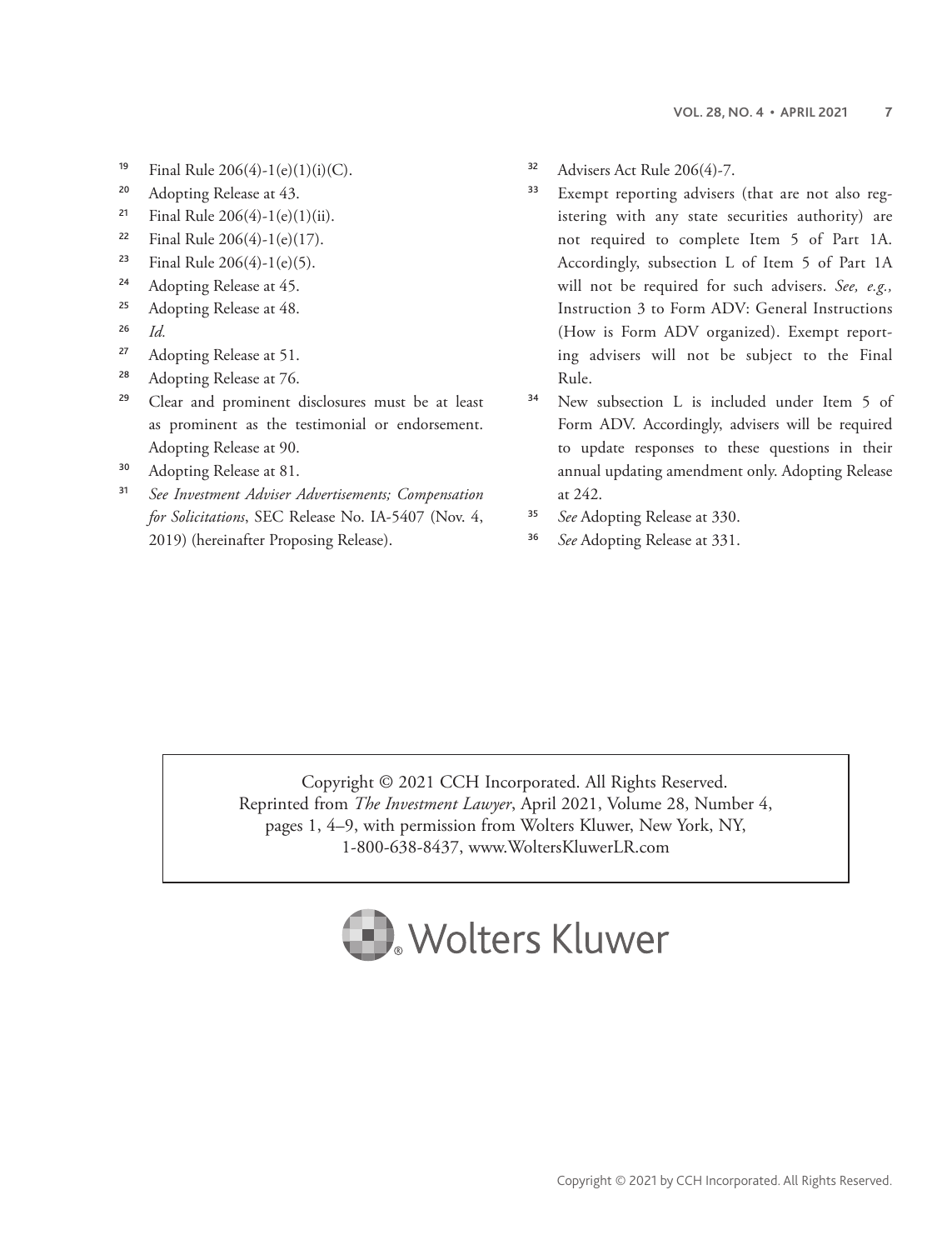19. Final Rule 206(4)-1(e)(1)(i)(C).
20. Adopting Release at 43.
21. Final Rule 206(4)-1(e)(1)(ii).
22. Final Rule 206(4)-1(e)(17).
23. Final Rule 206(4)-1(e)(5).
24. Adopting Release at 45.
25. Adopting Release at 48.
26. *Id.*
27. Adopting Release at 51.
28. Adopting Release at 76.
29. Clear and prominent disclosures must be at least as prominent as the testimonial or endorsement. Adopting Release at 90.
30. Adopting Release at 81.
31. *See Investment Adviser Advertisements; Compensation for Solicitations*, SEC Release No. IA-5407 (Nov. 4, 2019) (hereinafter Proposing Release).
32. Advisers Act Rule 206(4)-7.
33. Exempt reporting advisers (that are not also registering with any state securities authority) are not required to complete Item 5 of Part 1A. Accordingly, subsection L of Item 5 of Part 1A will not be required for such advisers. *See, e.g.,* Instruction 3 to Form ADV: General Instructions (How is Form ADV organized). Exempt reporting advisers will not be subject to the Final Rule.
34. New subsection L is included under Item 5 of Form ADV. Accordingly, advisers will be required to update responses to these questions in their annual updating amendment only. Adopting Release at 242.
35. *See* Adopting Release at 330.
36. *See* Adopting Release at 331.

Copyright © 2021 CCH Incorporated. All Rights Reserved.
Reprinted from *The Investment Lawyer*, April 2021, Volume 28, Number 4, pages 1, 4–9, with permission from Wolters Kluwer, New York, NY, 1-800-638-8437, www.WoltersKluwerLR.com

Wolters Kluwer